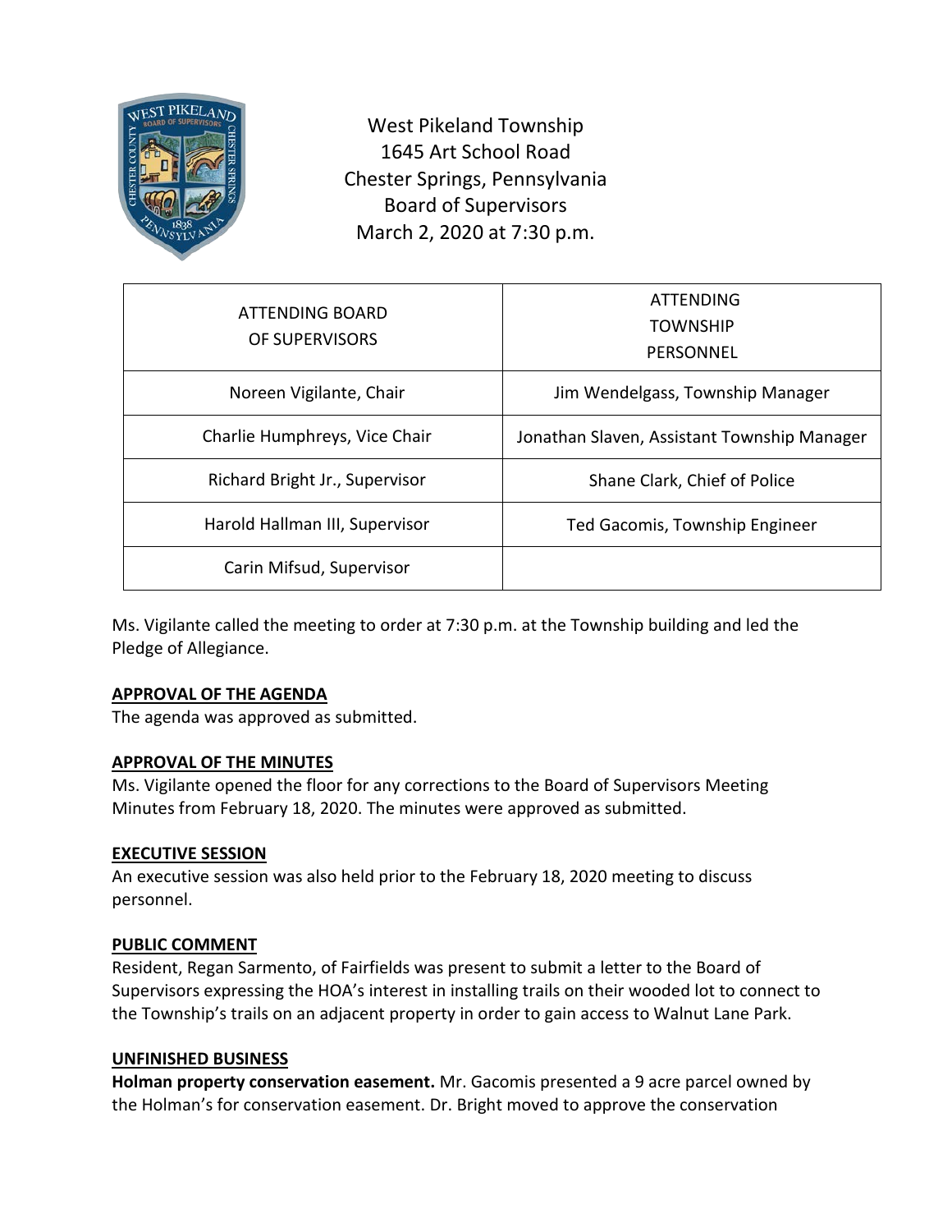West Pikeland Township
1645 Art School Road
Chester Springs, Pennsylvania
Board of Supervisors
March 2, 2020 at 7:30 p.m.

| ATTENDING BOARD OF SUPERVISORS | ATTENDING TOWNSHIP PERSONNEL |
|---|---|
| Noreen Vigilante, Chair | Jim Wendelgass, Township Manager |
| Charlie Humphreys, Vice Chair | Jonathan Slaven, Assistant Township Manager |
| Richard Bright Jr., Supervisor | Shane Clark, Chief of Police |
| Harold Hallman III, Supervisor | Ted Gacomis, Township Engineer |
| Carin Mifsud, Supervisor | |

Ms. Vigilante called the meeting to order at 7:30 p.m. at the Township building and led the Pledge of Allegiance.

**APPROVAL OF THE AGENDA**

The agenda was approved as submitted.

**APPROVAL OF THE MINUTES**

Ms. Vigilante opened the floor for any corrections to the Board of Supervisors Meeting Minutes from February 18, 2020. The minutes were approved as submitted.

**EXECUTIVE SESSION**

An executive session was also held prior to the February 18, 2020 meeting to discuss personnel.

**PUBLIC COMMENT**

Resident, Regan Sarmento, of Fairfields was present to submit a letter to the Board of Supervisors expressing the HOA's interest in installing trails on their wooded lot to connect to the Township's trails on an adjacent property in order to gain access to Walnut Lane Park.

**UNFINISHED BUSINESS**

**Holman property conservation easement.** Mr. Gacomis presented a 9 acre parcel owned by the Holman's for conservation easement. Dr. Bright moved to approve the conservation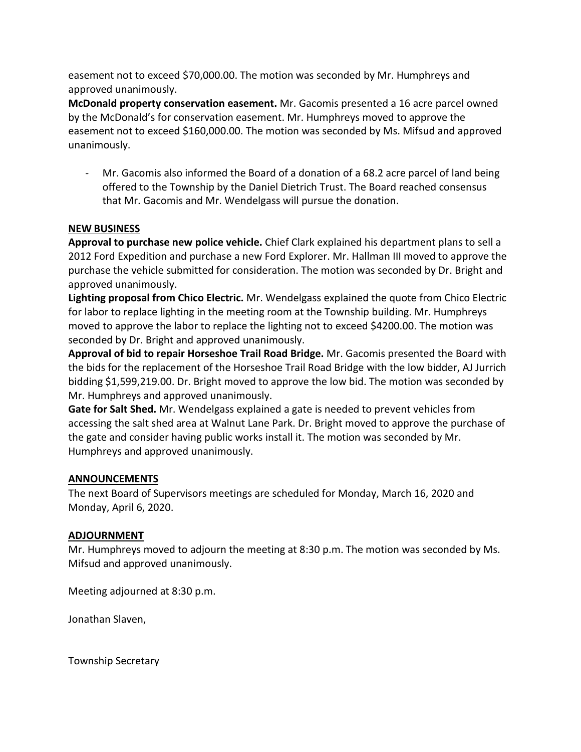easement not to exceed $70,000.00. The motion was seconded by Mr. Humphreys and approved unanimously.

**McDonald property conservation easement.** Mr. Gacomis presented a 16 acre parcel owned by the McDonald's for conservation easement. Mr. Humphreys moved to approve the easement not to exceed $160,000.00. The motion was seconded by Ms. Mifsud and approved unanimously.

- Mr. Gacomis also informed the Board of a donation of a 68.2 acre parcel of land being offered to the Township by the Daniel Dietrich Trust. The Board reached consensus that Mr. Gacomis and Mr. Wendelgass will pursue the donation.

## NEW BUSINESS

**Approval to purchase new police vehicle.** Chief Clark explained his department plans to sell a 2012 Ford Expedition and purchase a new Ford Explorer. Mr. Hallman III moved to approve the purchase the vehicle submitted for consideration. The motion was seconded by Dr. Bright and approved unanimously.

**Lighting proposal from Chico Electric.** Mr. Wendelgass explained the quote from Chico Electric for labor to replace lighting in the meeting room at the Township building. Mr. Humphreys moved to approve the labor to replace the lighting not to exceed $4200.00. The motion was seconded by Dr. Bright and approved unanimously.

**Approval of bid to repair Horseshoe Trail Road Bridge.** Mr. Gacomis presented the Board with the bids for the replacement of the Horseshoe Trail Road Bridge with the low bidder, AJ Jurrich bidding $1,599,219.00. Dr. Bright moved to approve the low bid. The motion was seconded by Mr. Humphreys and approved unanimously.

**Gate for Salt Shed.** Mr. Wendelgass explained a gate is needed to prevent vehicles from accessing the salt shed area at Walnut Lane Park. Dr. Bright moved to approve the purchase of the gate and consider having public works install it. The motion was seconded by Mr. Humphreys and approved unanimously.

## ANNOUNCEMENTS

The next Board of Supervisors meetings are scheduled for Monday, March 16, 2020 and Monday, April 6, 2020.

## ADJOURNMENT

Mr. Humphreys moved to adjourn the meeting at 8:30 p.m. The motion was seconded by Ms. Mifsud and approved unanimously.

Meeting adjourned at 8:30 p.m.

Jonathan Slaven,

Township Secretary